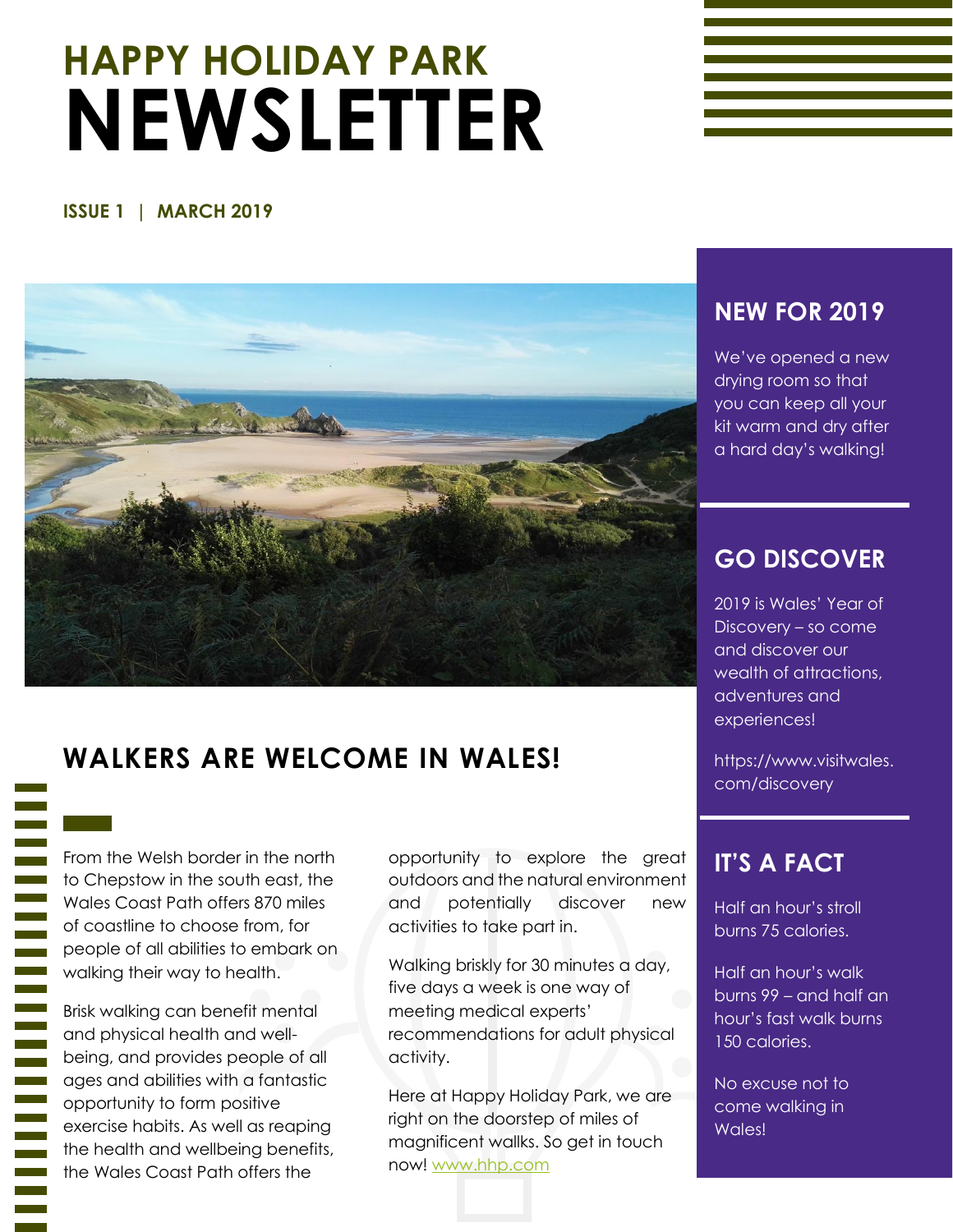# HAPPY HOLIDAY PARK NEWSLETTER

**ISSUE 1 | MARCH 2019**

## WALKERS ARE WELCOME IN WALES!

From the Welsh border in the north to Chepstow in the south east, the Wales Coast Path offers 870 miles of coastline to choose from, for people of all abilities to embark on walking their way to health.

Brisk walking can benefit mental and physical health and well-being, and provides people of all ages and abilities with a fantastic opportunity to form positive exercise habits. As well as reaping the health and wellbeing benefits, the Wales Coast Path offers the opportunity to explore the great outdoors and the natural environment and potentially discover new activities to take part in.

Walking briskly for 30 minutes a day, five days a week is one way of meeting medical experts' recommendations for adult physical activity.

Here at Happy Holiday Park, we are right on the doorstep of miles of magnificent walks. So get in touch now! [www.hhp.com](http://www.hhp.com)

## NEW FOR 2019

We've opened a new drying room so that you can keep all your kit warm and dry after a hard day's walking!

## GO DISCOVER

2019 is Wales' Year of Discovery – so come and discover our wealth of attractions, adventures and experiences!

https://www.visitwales.com/discovery

## IT'S A FACT

Half an hour's stroll burns 75 calories.

Half an hour's walk burns 99 – and half an hour's fast walk burns 150 calories.

No excuse not to come walking in Wales!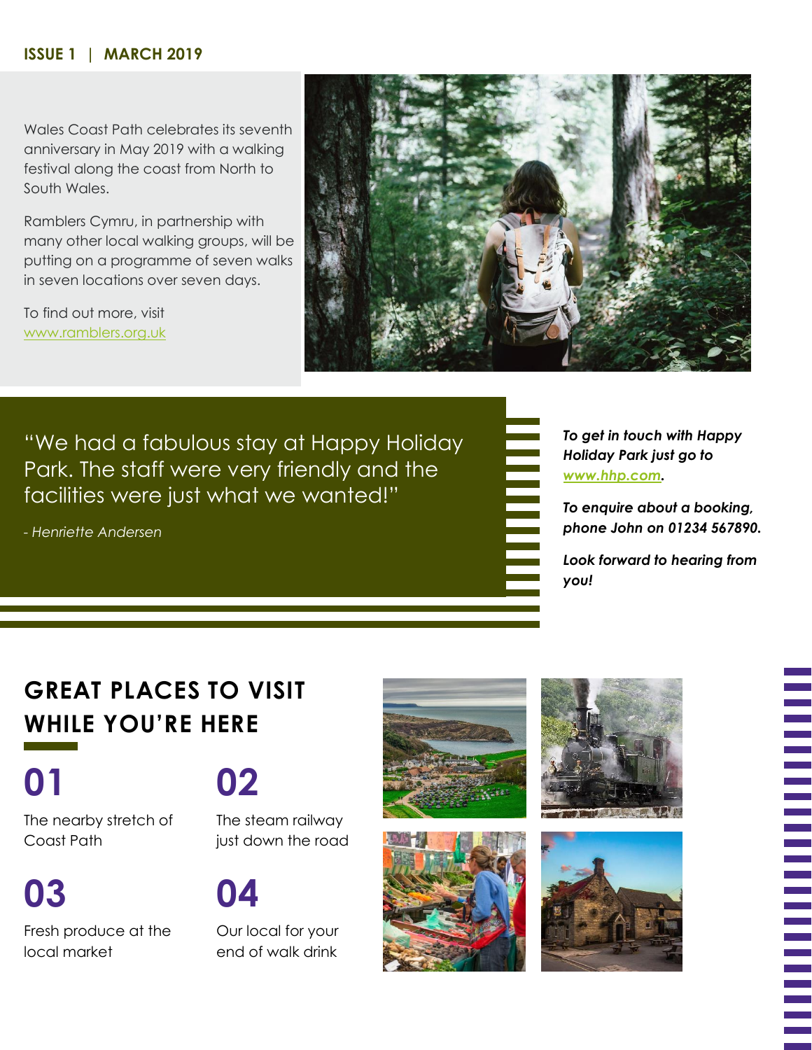Wales Coast Path celebrates its seventh anniversary in May 2019 with a walking festival along the coast from North to South Wales.

Ramblers Cymru, in partnership with many other local walking groups, will be putting on a programme of seven walks in seven locations over seven days.

To find out more, visit www.ramblers.org.uk

"We had a fabulous stay at Happy Holiday Park. The staff were very friendly and the facilities were just what we wanted!"

*- Henriette Andersen*

***To get in touch with Happy Holiday Park just go to www.hhp.com.***

***To enquire about a booking, phone John on 01234 567890.***

***Look forward to hearing from you!***

## GREAT PLACES TO VISIT WHILE YOU'RE HERE

**01**

The nearby stretch of Coast Path

**02**

The steam railway just down the road

**03**

Fresh produce at the local market

**04**

Our local for your end of walk drink